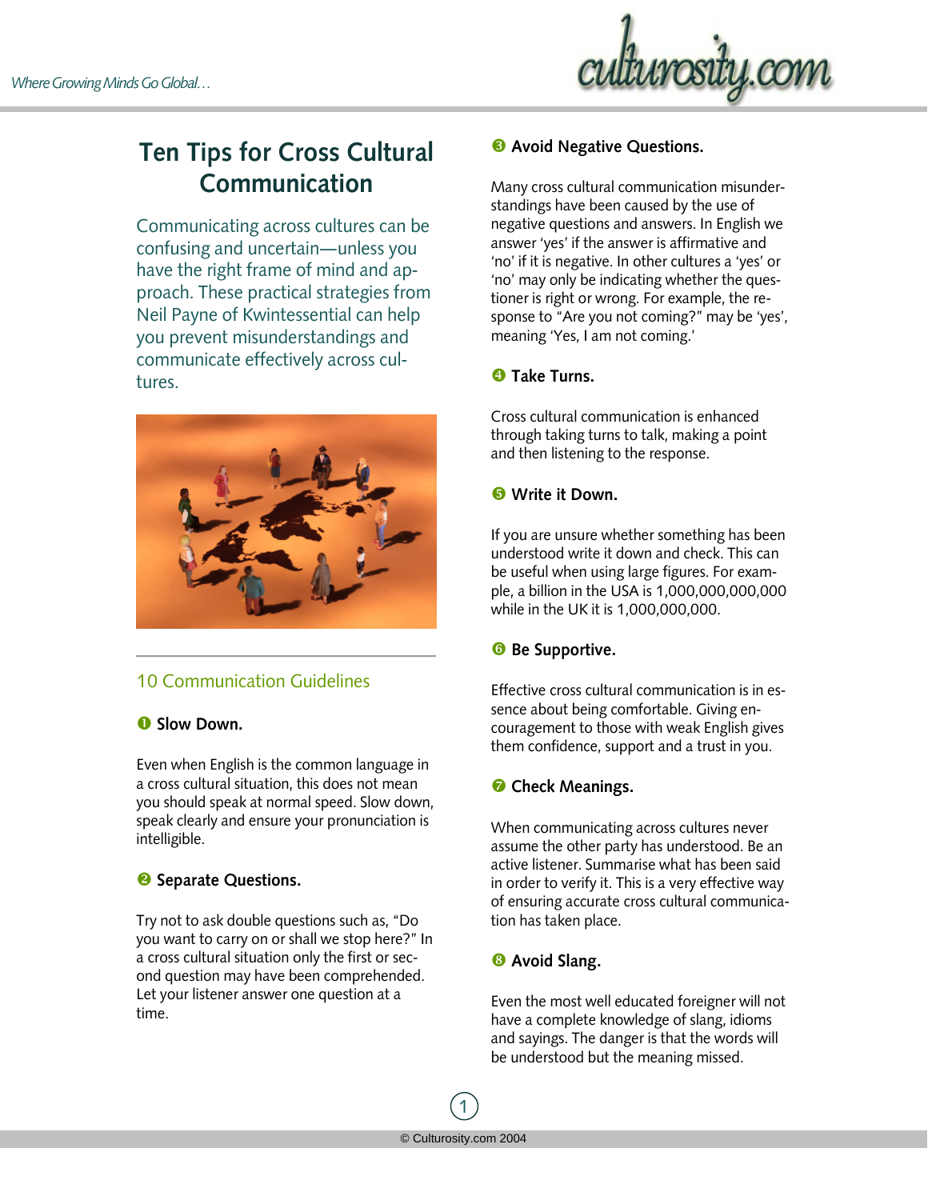# Ten Tips for Cross Cultural Communication

Communicating across cultures can be confusing and uncertain—unless you have the right frame of mind and approach. These practical strategies from Neil Payne of Kwintessential can help you prevent misunderstandings and communicate effectively across cultures.

## 10 Communication Guidelines

### ❶ Slow Down.

Even when English is the common language in a cross cultural situation, this does not mean you should speak at normal speed. Slow down, speak clearly and ensure your pronunciation is intelligible.

### ❷ Separate Questions.

Try not to ask double questions such as, "Do you want to carry on or shall we stop here?" In a cross cultural situation only the first or second question may have been comprehended. Let your listener answer one question at a time.

### ❸ Avoid Negative Questions.

Many cross cultural communication misunderstandings have been caused by the use of negative questions and answers. In English we answer 'yes' if the answer is affirmative and 'no' if it is negative. In other cultures a 'yes' or 'no' may only be indicating whether the questioner is right or wrong. For example, the response to "Are you not coming?" may be 'yes', meaning 'Yes, I am not coming.'

### ❹ Take Turns.

Cross cultural communication is enhanced through taking turns to talk, making a point and then listening to the response.

### ❺ Write it Down.

If you are unsure whether something has been understood write it down and check. This can be useful when using large figures. For example, a billion in the USA is 1,000,000,000,000 while in the UK it is 1,000,000,000.

### ❻ Be Supportive.

Effective cross cultural communication is in essence about being comfortable. Giving encouragement to those with weak English gives them confidence, support and a trust in you.

### ❼ Check Meanings.

When communicating across cultures never assume the other party has understood. Be an active listener. Summarise what has been said in order to verify it. This is a very effective way of ensuring accurate cross cultural communication has taken place.

### ❽ Avoid Slang.

Even the most well educated foreigner will not have a complete knowledge of slang, idioms and sayings. The danger is that the words will be understood but the meaning missed.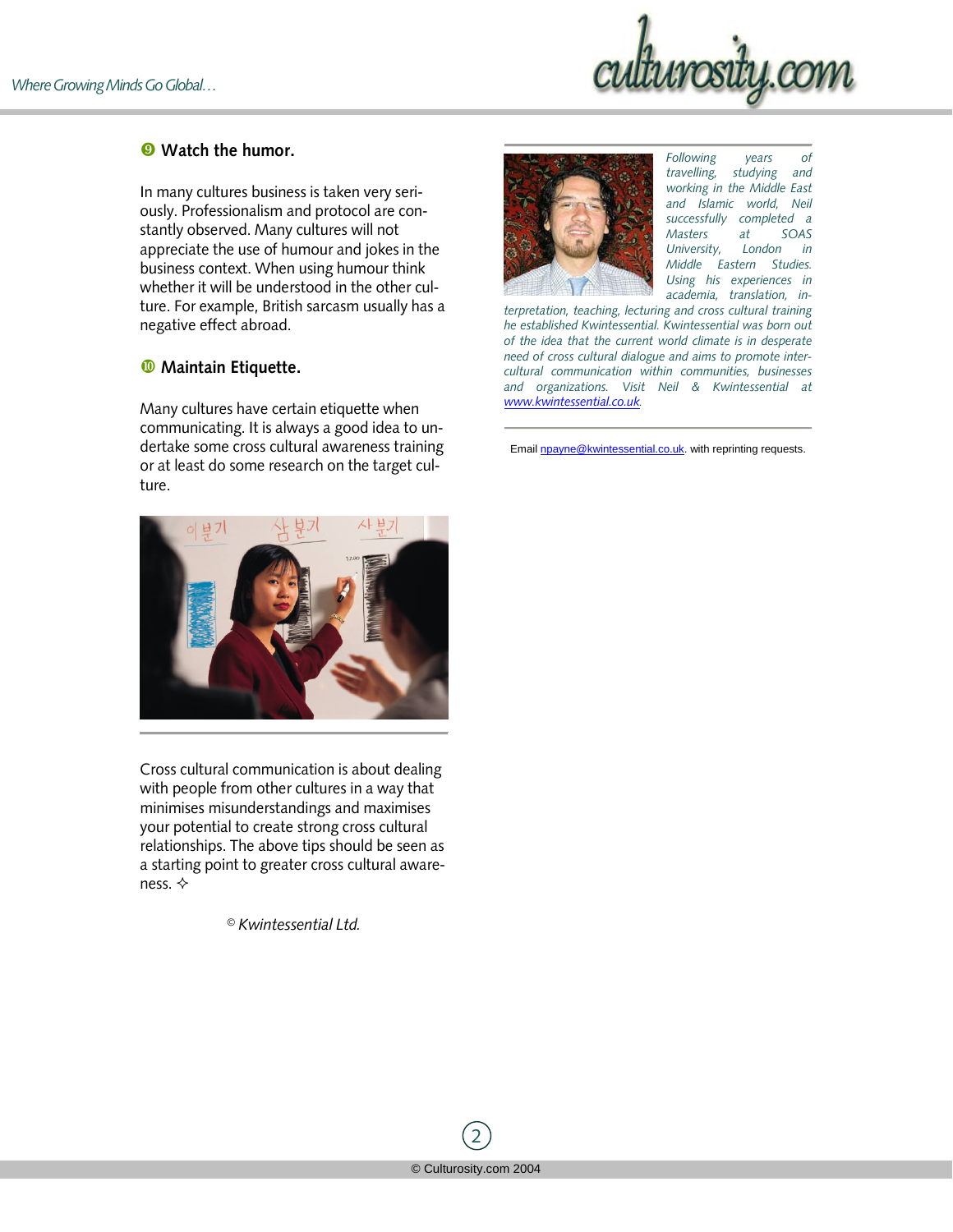## ❾ Watch the humor.

In many cultures business is taken very seriously. Professionalism and protocol are constantly observed. Many cultures will not appreciate the use of humour and jokes in the business context. When using humour think whether it will be understood in the other culture. For example, British sarcasm usually has a negative effect abroad.

## ❿ Maintain Etiquette.

Many cultures have certain etiquette when communicating. It is always a good idea to undertake some cross cultural awareness training or at least do some research on the target culture.

Cross cultural communication is about dealing with people from other cultures in a way that minimises misunderstandings and maximises your potential to create strong cross cultural relationships. The above tips should be seen as a starting point to greater cross cultural awareness. ✧

© *Kwintessential Ltd.*

*Following years of travelling, studying and working in the Middle East and Islamic world, Neil successfully completed a Masters at SOAS University, London in Middle Eastern Studies. Using his experiences in academia, translation, interpretation, teaching, lecturing and cross cultural training he established Kwintessential. Kwintessential was born out of the idea that the current world climate is in desperate need of cross cultural dialogue and aims to promote inter-cultural communication within communities, businesses and organizations. Visit Neil & Kwintessential at [www.kwintessential.co.uk](www.kwintessential.co.uk).*

Email [npayne@kwintessential.co.uk](mailto:npayne@kwintessential.co.uk). with reprinting requests.